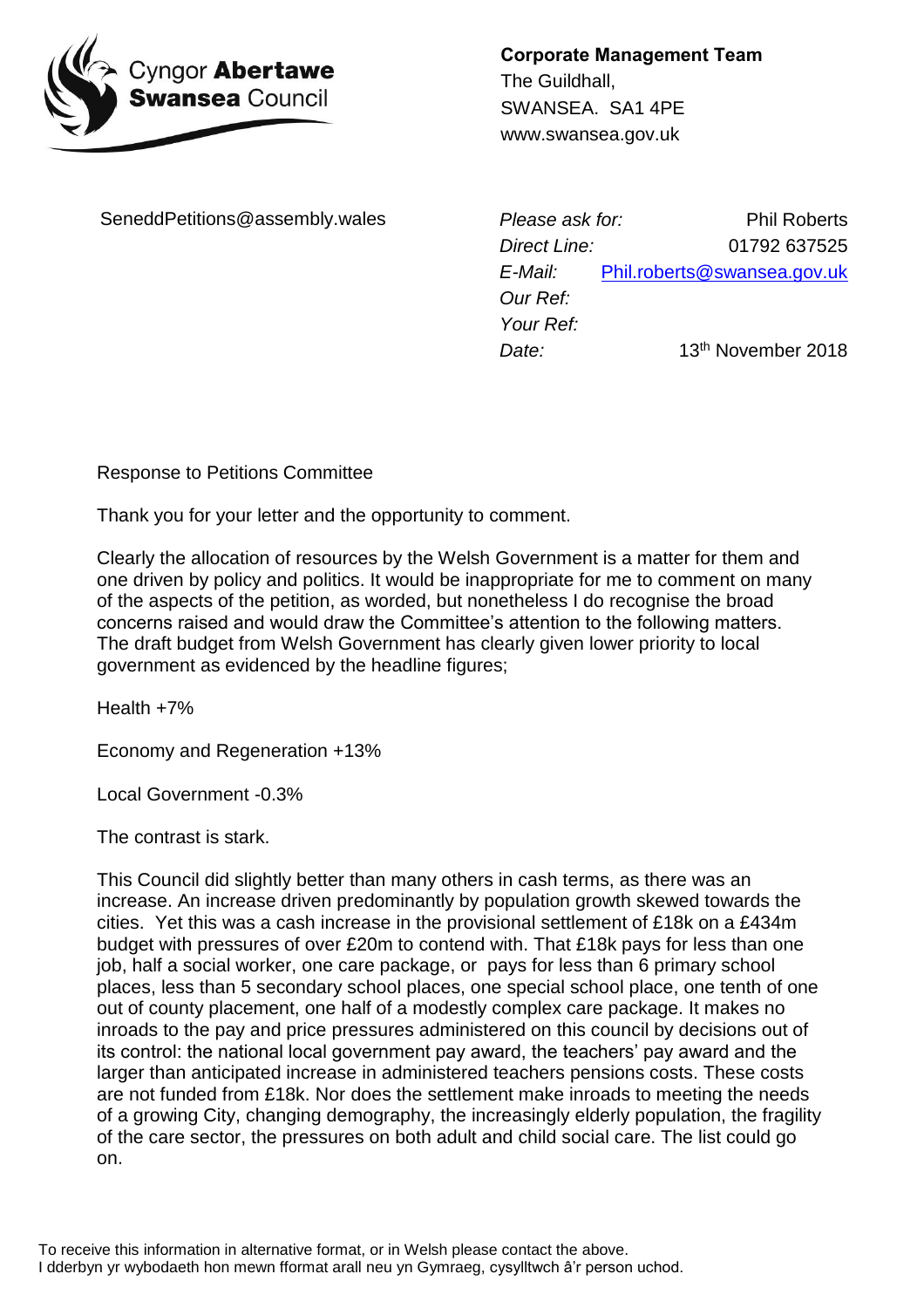Cyngor **Abertawe**
**Swansea** Council

**Corporate Management Team**
The Guildhall,
SWANSEA. SA1 4PE
www.swansea.gov.uk

SeneddPetitions@assembly.wales

*Please ask for:* Phil Roberts
*Direct Line:* 01792 637525
*E-Mail:* Phil.roberts@swansea.gov.uk
*Our Ref:*
*Your Ref:*
*Date:* 13th November 2018

Response to Petitions Committee

Thank you for your letter and the opportunity to comment.

Clearly the allocation of resources by the Welsh Government is a matter for them and one driven by policy and politics. It would be inappropriate for me to comment on many of the aspects of the petition, as worded, but nonetheless I do recognise the broad concerns raised and would draw the Committee's attention to the following matters. The draft budget from Welsh Government has clearly given lower priority to local government as evidenced by the headline figures;

Health +7%

Economy and Regeneration +13%

Local Government -0.3%

The contrast is stark.

This Council did slightly better than many others in cash terms, as there was an increase. An increase driven predominantly by population growth skewed towards the cities. Yet this was a cash increase in the provisional settlement of £18k on a £434m budget with pressures of over £20m to contend with. That £18k pays for less than one job, half a social worker, one care package, or pays for less than 6 primary school places, less than 5 secondary school places, one special school place, one tenth of one out of county placement, one half of a modestly complex care package. It makes no inroads to the pay and price pressures administered on this council by decisions out of its control: the national local government pay award, the teachers' pay award and the larger than anticipated increase in administered teachers pensions costs. These costs are not funded from £18k. Nor does the settlement make inroads to meeting the needs of a growing City, changing demography, the increasingly elderly population, the fragility of the care sector, the pressures on both adult and child social care. The list could go on.

To receive this information in alternative format, or in Welsh please contact the above.
I dderbyn yr wybodaeth hon mewn fformat arall neu yn Gymraeg, cysylltwch â'r person uchod.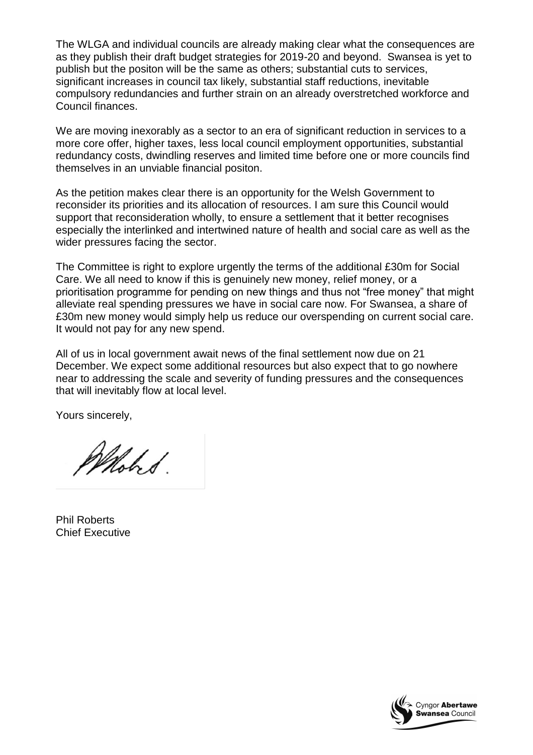The WLGA and individual councils are already making clear what the consequences are as they publish their draft budget strategies for 2019-20 and beyond. Swansea is yet to publish but the positon will be the same as others; substantial cuts to services, significant increases in council tax likely, substantial staff reductions, inevitable compulsory redundancies and further strain on an already overstretched workforce and Council finances.

We are moving inexorably as a sector to an era of significant reduction in services to a more core offer, higher taxes, less local council employment opportunities, substantial redundancy costs, dwindling reserves and limited time before one or more councils find themselves in an unviable financial positon.

As the petition makes clear there is an opportunity for the Welsh Government to reconsider its priorities and its allocation of resources. I am sure this Council would support that reconsideration wholly, to ensure a settlement that it better recognises especially the interlinked and intertwined nature of health and social care as well as the wider pressures facing the sector.

The Committee is right to explore urgently the terms of the additional £30m for Social Care. We all need to know if this is genuinely new money, relief money, or a prioritisation programme for pending on new things and thus not "free money" that might alleviate real spending pressures we have in social care now. For Swansea, a share of £30m new money would simply help us reduce our overspending on current social care. It would not pay for any new spend.

All of us in local government await news of the final settlement now due on 21 December. We expect some additional resources but also expect that to go nowhere near to addressing the scale and severity of funding pressures and the consequences that will inevitably flow at local level.

Yours sincerely,

Phil Roberts
Chief Executive